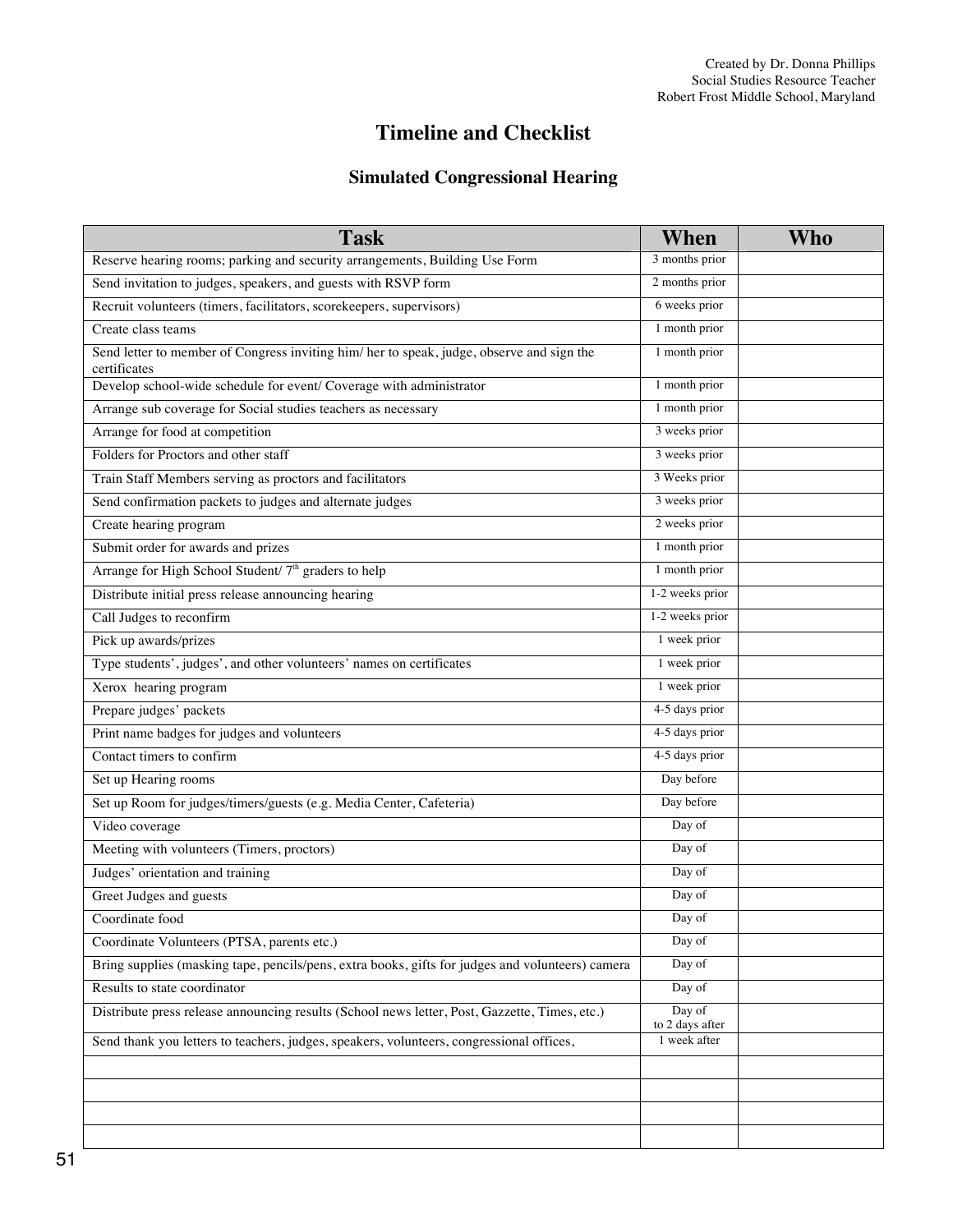Created by Dr. Donna Phillips
Social Studies Resource Teacher
Robert Frost Middle School, Maryland

# Timeline and Checklist

## Simulated Congressional Hearing

| Task | When | Who |
|---|---|---|
| Reserve hearing rooms; parking and security arrangements, Building Use Form | 3 months prior | |
| Send invitation to judges, speakers, and guests with RSVP form | 2 months prior | |
| Recruit volunteers (timers, facilitators, scorekeepers, supervisors) | 6 weeks prior | |
| Create class teams | 1 month prior | |
| Send letter to member of Congress inviting him/ her to speak, judge, observe and sign the certificates | 1 month prior | |
| Develop school-wide schedule for event/ Coverage with administrator | 1 month prior | |
| Arrange sub coverage for Social studies teachers as necessary | 1 month prior | |
| Arrange for food at competition | 3 weeks prior | |
| Folders for Proctors and other staff | 3 weeks prior | |
| Train Staff Members serving as proctors and facilitators | 3 Weeks prior | |
| Send confirmation packets to judges and alternate judges | 3 weeks prior | |
| Create hearing program | 2 weeks prior | |
| Submit order for awards and prizes | 1 month prior | |
| Arrange for High School Student/ 7th graders to help | 1 month prior | |
| Distribute initial press release announcing hearing | 1-2 weeks prior | |
| Call Judges to reconfirm | 1-2 weeks prior | |
| Pick up awards/prizes | 1 week prior | |
| Type students', judges', and other volunteers' names on certificates | 1 week prior | |
| Xerox hearing program | 1 week prior | |
| Prepare judges' packets | 4-5 days prior | |
| Print name badges for judges and volunteers | 4-5 days prior | |
| Contact timers to confirm | 4-5 days prior | |
| Set up Hearing rooms | Day before | |
| Set up Room for judges/timers/guests (e.g. Media Center, Cafeteria) | Day before | |
| Video coverage | Day of | |
| Meeting with volunteers (Timers, proctors) | Day of | |
| Judges' orientation and training | Day of | |
| Greet Judges and guests | Day of | |
| Coordinate food | Day of | |
| Coordinate Volunteers (PTSA, parents etc.) | Day of | |
| Bring supplies (masking tape, pencils/pens, extra books, gifts for judges and volunteers) camera | Day of | |
| Results to state coordinator | Day of | |
| Distribute press release announcing results (School news letter, Post, Gazzette, Times, etc.) | Day of to 2 days after | |
| Send thank you letters to teachers, judges, speakers, volunteers, congressional offices, | 1 week after | |
| | | |
| | | |
| | | |
| | | |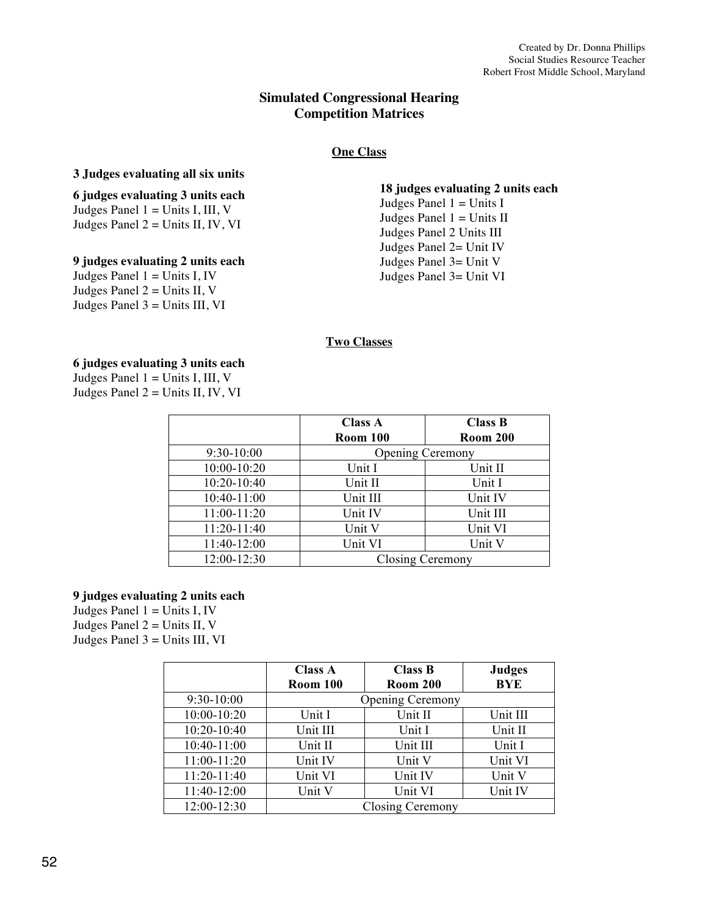Created by Dr. Donna Phillips
Social Studies Resource Teacher
Robert Frost Middle School, Maryland

# Simulated Congressional Hearing
# Competition Matrices

## One Class

**3 Judges evaluating all six units**

**6 judges evaluating 3 units each**
Judges Panel 1 = Units I, III, V
Judges Panel 2 = Units II, IV, VI

**9 judges evaluating 2 units each**
Judges Panel 1 = Units I, IV
Judges Panel 2 = Units II, V
Judges Panel 3 = Units III, VI

**18 judges evaluating 2 units each**
Judges Panel 1 = Units I
Judges Panel 1 = Units II
Judges Panel 2 Units III
Judges Panel 2= Unit IV
Judges Panel 3= Unit V
Judges Panel 3= Unit VI

## Two Classes

**6 judges evaluating 3 units each**
Judges Panel 1 = Units I, III, V
Judges Panel 2 = Units II, IV, VI

| | Class A Room 100 | Class B Room 200 |
|---|---|---|
| 9:30-10:00 | Opening Ceremony | |
| 10:00-10:20 | Unit I | Unit II |
| 10:20-10:40 | Unit II | Unit I |
| 10:40-11:00 | Unit III | Unit IV |
| 11:00-11:20 | Unit IV | Unit III |
| 11:20-11:40 | Unit V | Unit VI |
| 11:40-12:00 | Unit VI | Unit V |
| 12:00-12:30 | Closing Ceremony | |

**9 judges evaluating 2 units each**
Judges Panel 1 = Units I, IV
Judges Panel 2 = Units II, V
Judges Panel 3 = Units III, VI

| | Class A Room 100 | Class B Room 200 | Judges BYE |
|---|---|---|---|
| 9:30-10:00 | Opening Ceremony | | |
| 10:00-10:20 | Unit I | Unit II | Unit III |
| 10:20-10:40 | Unit III | Unit I | Unit II |
| 10:40-11:00 | Unit II | Unit III | Unit I |
| 11:00-11:20 | Unit IV | Unit V | Unit VI |
| 11:20-11:40 | Unit VI | Unit IV | Unit V |
| 11:40-12:00 | Unit V | Unit VI | Unit IV |
| 12:00-12:30 | Closing Ceremony | | |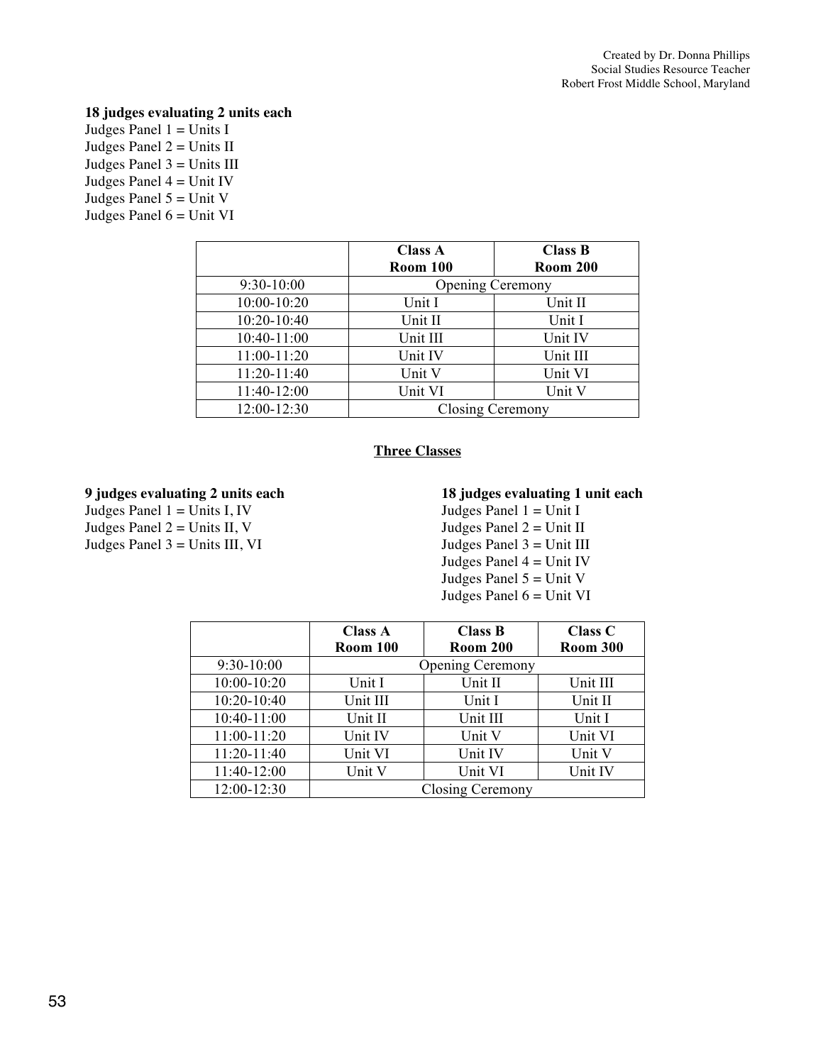**18 judges evaluating 2 units each**

Judges Panel 1 = Units I
Judges Panel 2 = Units II
Judges Panel 3 = Units III
Judges Panel 4 = Unit IV
Judges Panel 5 = Unit V
Judges Panel 6 = Unit VI

| | **Class A Room 100** | **Class B Room 200** |
|---|---|---|
| 9:30-10:00 | Opening Ceremony | |
| 10:00-10:20 | Unit I | Unit II |
| 10:20-10:40 | Unit II | Unit I |
| 10:40-11:00 | Unit III | Unit IV |
| 11:00-11:20 | Unit IV | Unit III |
| 11:20-11:40 | Unit V | Unit VI |
| 11:40-12:00 | Unit VI | Unit V |
| 12:00-12:30 | Closing Ceremony | |

## Three Classes

**9 judges evaluating 2 units each**

Judges Panel 1 = Units I, IV
Judges Panel 2 = Units II, V
Judges Panel 3 = Units III, VI

**18 judges evaluating 1 unit each**

Judges Panel 1 = Unit I
Judges Panel 2 = Unit II
Judges Panel 3 = Unit III
Judges Panel 4 = Unit IV
Judges Panel 5 = Unit V
Judges Panel 6 = Unit VI

| | **Class A Room 100** | **Class B Room 200** | **Class C Room 300** |
|---|---|---|---|
| 9:30-10:00 | Opening Ceremony | | |
| 10:00-10:20 | Unit I | Unit II | Unit III |
| 10:20-10:40 | Unit III | Unit I | Unit II |
| 10:40-11:00 | Unit II | Unit III | Unit I |
| 11:00-11:20 | Unit IV | Unit V | Unit VI |
| 11:20-11:40 | Unit VI | Unit IV | Unit V |
| 11:40-12:00 | Unit V | Unit VI | Unit IV |
| 12:00-12:30 | Closing Ceremony | | |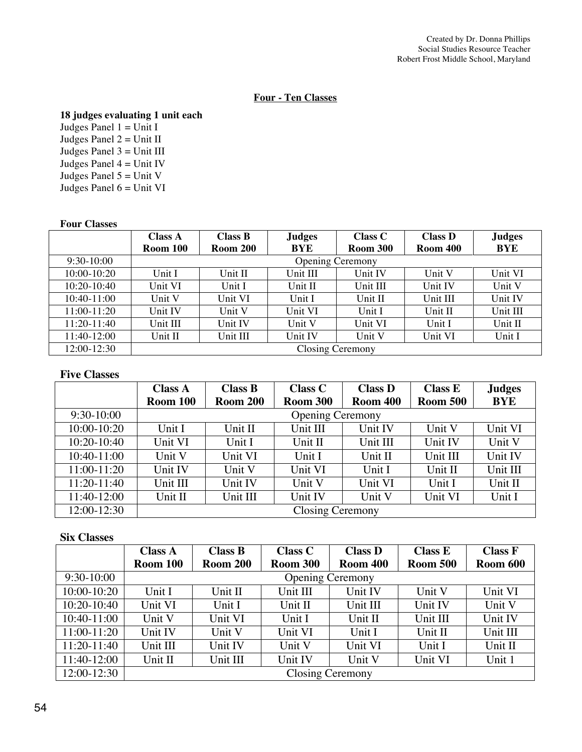Created by Dr. Donna Phillips
Social Studies Resource Teacher
Robert Frost Middle School, Maryland

## Four - Ten Classes

**18 judges evaluating 1 unit each**

Judges Panel 1 = Unit I
Judges Panel 2 = Unit II
Judges Panel 3 = Unit III
Judges Panel 4 = Unit IV
Judges Panel 5 = Unit V
Judges Panel 6 = Unit VI

**Four Classes**

| | Class A Room 100 | Class B Room 200 | Judges BYE | Class C Room 300 | Class D Room 400 | Judges BYE |
|---|---|---|---|---|---|---|
| 9:30-10:00 | Opening Ceremony | | | | | |
| 10:00-10:20 | Unit I | Unit II | Unit III | Unit IV | Unit V | Unit VI |
| 10:20-10:40 | Unit VI | Unit I | Unit II | Unit III | Unit IV | Unit V |
| 10:40-11:00 | Unit V | Unit VI | Unit I | Unit II | Unit III | Unit IV |
| 11:00-11:20 | Unit IV | Unit V | Unit VI | Unit I | Unit II | Unit III |
| 11:20-11:40 | Unit III | Unit IV | Unit V | Unit VI | Unit I | Unit II |
| 11:40-12:00 | Unit II | Unit III | Unit IV | Unit V | Unit VI | Unit I |
| 12:00-12:30 | Closing Ceremony | | | | | |

**Five Classes**

| | Class A Room 100 | Class B Room 200 | Class C Room 300 | Class D Room 400 | Class E Room 500 | Judges BYE |
|---|---|---|---|---|---|---|
| 9:30-10:00 | Opening Ceremony | | | | | |
| 10:00-10:20 | Unit I | Unit II | Unit III | Unit IV | Unit V | Unit VI |
| 10:20-10:40 | Unit VI | Unit I | Unit II | Unit III | Unit IV | Unit V |
| 10:40-11:00 | Unit V | Unit VI | Unit I | Unit II | Unit III | Unit IV |
| 11:00-11:20 | Unit IV | Unit V | Unit VI | Unit I | Unit II | Unit III |
| 11:20-11:40 | Unit III | Unit IV | Unit V | Unit VI | Unit I | Unit II |
| 11:40-12:00 | Unit II | Unit III | Unit IV | Unit V | Unit VI | Unit I |
| 12:00-12:30 | Closing Ceremony | | | | | |

**Six Classes**

| | Class A Room 100 | Class B Room 200 | Class C Room 300 | Class D Room 400 | Class E Room 500 | Class F Room 600 |
|---|---|---|---|---|---|---|
| 9:30-10:00 | Opening Ceremony | | | | | |
| 10:00-10:20 | Unit I | Unit II | Unit III | Unit IV | Unit V | Unit VI |
| 10:20-10:40 | Unit VI | Unit I | Unit II | Unit III | Unit IV | Unit V |
| 10:40-11:00 | Unit V | Unit VI | Unit I | Unit II | Unit III | Unit IV |
| 11:00-11:20 | Unit IV | Unit V | Unit VI | Unit I | Unit II | Unit III |
| 11:20-11:40 | Unit III | Unit IV | Unit V | Unit VI | Unit I | Unit II |
| 11:40-12:00 | Unit II | Unit III | Unit IV | Unit V | Unit VI | Unit 1 |
| 12:00-12:30 | Closing Ceremony | | | | | |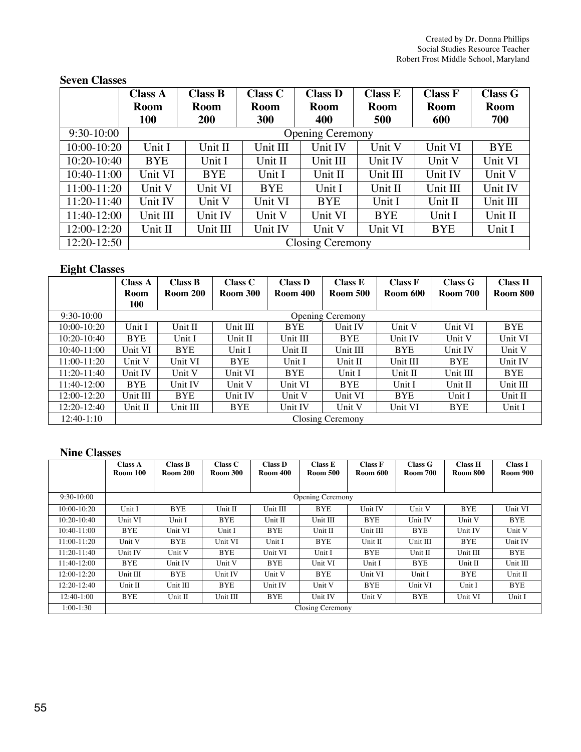Created by Dr. Donna Phillips
Social Studies Resource Teacher
Robert Frost Middle School, Maryland

**Seven Classes**

| | Class A Room 100 | Class B Room 200 | Class C Room 300 | Class D Room 400 | Class E Room 500 | Class F Room 600 | Class G Room 700 |
|---|---|---|---|---|---|---|---|
| 9:30-10:00 | Opening Ceremony | | | | | | |
| 10:00-10:20 | Unit I | Unit II | Unit III | Unit IV | Unit V | Unit VI | BYE |
| 10:20-10:40 | BYE | Unit I | Unit II | Unit III | Unit IV | Unit V | Unit VI |
| 10:40-11:00 | Unit VI | BYE | Unit I | Unit II | Unit III | Unit IV | Unit V |
| 11:00-11:20 | Unit V | Unit VI | BYE | Unit I | Unit II | Unit III | Unit IV |
| 11:20-11:40 | Unit IV | Unit V | Unit VI | BYE | Unit I | Unit II | Unit III |
| 11:40-12:00 | Unit III | Unit IV | Unit V | Unit VI | BYE | Unit I | Unit II |
| 12:00-12:20 | Unit II | Unit III | Unit IV | Unit V | Unit VI | BYE | Unit I |
| 12:20-12:50 | Closing Ceremony | | | | | | |

**Eight Classes**

| | Class A Room 100 | Class B Room 200 | Class C Room 300 | Class D Room 400 | Class E Room 500 | Class F Room 600 | Class G Room 700 | Class H Room 800 |
|---|---|---|---|---|---|---|---|---|
| 9:30-10:00 | Opening Ceremony | | | | | | | |
| 10:00-10:20 | Unit I | Unit II | Unit III | BYE | Unit IV | Unit V | Unit VI | BYE |
| 10:20-10:40 | BYE | Unit I | Unit II | Unit III | BYE | Unit IV | Unit V | Unit VI |
| 10:40-11:00 | Unit VI | BYE | Unit I | Unit II | Unit III | BYE | Unit IV | Unit V |
| 11:00-11:20 | Unit V | Unit VI | BYE | Unit I | Unit II | Unit III | BYE | Unit IV |
| 11:20-11:40 | Unit IV | Unit V | Unit VI | BYE | Unit I | Unit II | Unit III | BYE |
| 11:40-12:00 | BYE | Unit IV | Unit V | Unit VI | BYE | Unit I | Unit II | Unit III |
| 12:00-12:20 | Unit III | BYE | Unit IV | Unit V | Unit VI | BYE | Unit I | Unit II |
| 12:20-12:40 | Unit II | Unit III | BYE | Unit IV | Unit V | Unit VI | BYE | Unit I |
| 12:40-1:10 | Closing Ceremony | | | | | | | |

**Nine Classes**

| | Class A Room 100 | Class B Room 200 | Class C Room 300 | Class D Room 400 | Class E Room 500 | Class F Room 600 | Class G Room 700 | Class H Room 800 | Class I Room 900 |
|---|---|---|---|---|---|---|---|---|---|
| 9:30-10:00 | Opening Ceremony | | | | | | | | |
| 10:00-10:20 | Unit I | BYE | Unit II | Unit III | BYE | Unit IV | Unit V | BYE | Unit VI |
| 10:20-10:40 | Unit VI | Unit I | BYE | Unit II | Unit III | BYE | Unit IV | Unit V | BYE |
| 10:40-11:00 | BYE | Unit VI | Unit I | BYE | Unit II | Unit III | BYE | Unit IV | Unit V |
| 11:00-11:20 | Unit V | BYE | Unit VI | Unit I | BYE | Unit II | Unit III | BYE | Unit IV |
| 11:20-11:40 | Unit IV | Unit V | BYE | Unit VI | Unit I | BYE | Unit II | Unit III | BYE |
| 11:40-12:00 | BYE | Unit IV | Unit V | BYE | Unit VI | Unit I | BYE | Unit II | Unit III |
| 12:00-12:20 | Unit III | BYE | Unit IV | Unit V | BYE | Unit VI | Unit I | BYE | Unit II |
| 12:20-12:40 | Unit II | Unit III | BYE | Unit IV | Unit V | BYE | Unit VI | Unit I | BYE |
| 12:40-1:00 | BYE | Unit II | Unit III | BYE | Unit IV | Unit V | BYE | Unit VI | Unit I |
| 1:00-1:30 | Closing Ceremony | | | | | | | | |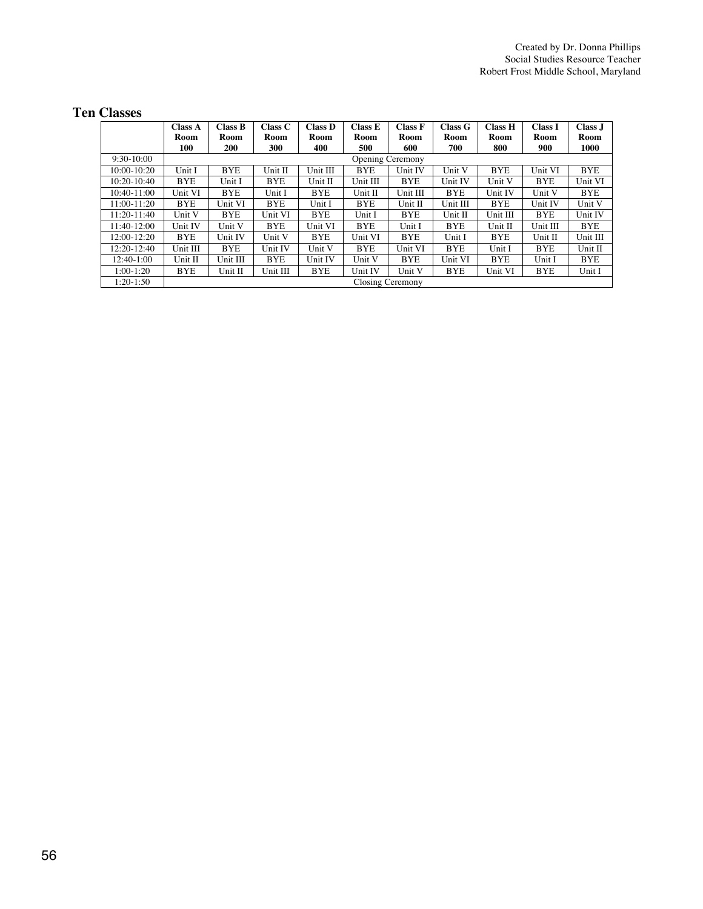## Ten Classes

| | Class A Room 100 | Class B Room 200 | Class C Room 300 | Class D Room 400 | Class E Room 500 | Class F Room 600 | Class G Room 700 | Class H Room 800 | Class I Room 900 | Class J Room 1000 |
|---|---|---|---|---|---|---|---|---|---|---|
| 9:30-10:00 | Opening Ceremony | | | | | | | | | |
| 10:00-10:20 | Unit I | BYE | Unit II | Unit III | BYE | Unit IV | Unit V | BYE | Unit VI | BYE |
| 10:20-10:40 | BYE | Unit I | BYE | Unit II | Unit III | BYE | Unit IV | Unit V | BYE | Unit VI |
| 10:40-11:00 | Unit VI | BYE | Unit I | BYE | Unit II | Unit III | BYE | Unit IV | Unit V | BYE |
| 11:00-11:20 | BYE | Unit VI | BYE | Unit I | BYE | Unit II | Unit III | BYE | Unit IV | Unit V |
| 11:20-11:40 | Unit V | BYE | Unit VI | BYE | Unit I | BYE | Unit II | Unit III | BYE | Unit IV |
| 11:40-12:00 | Unit IV | Unit V | BYE | Unit VI | BYE | Unit I | BYE | Unit II | Unit III | BYE |
| 12:00-12:20 | BYE | Unit IV | Unit V | BYE | Unit VI | BYE | Unit I | BYE | Unit II | Unit III |
| 12:20-12:40 | Unit III | BYE | Unit IV | Unit V | BYE | Unit VI | BYE | Unit I | BYE | Unit II |
| 12:40-1:00 | Unit II | Unit III | BYE | Unit IV | Unit V | BYE | Unit VI | BYE | Unit I | BYE |
| 1:00-1:20 | BYE | Unit II | Unit III | BYE | Unit IV | Unit V | BYE | Unit VI | BYE | Unit I |
| 1:20-1:50 | Closing Ceremony | | | | | | | | | |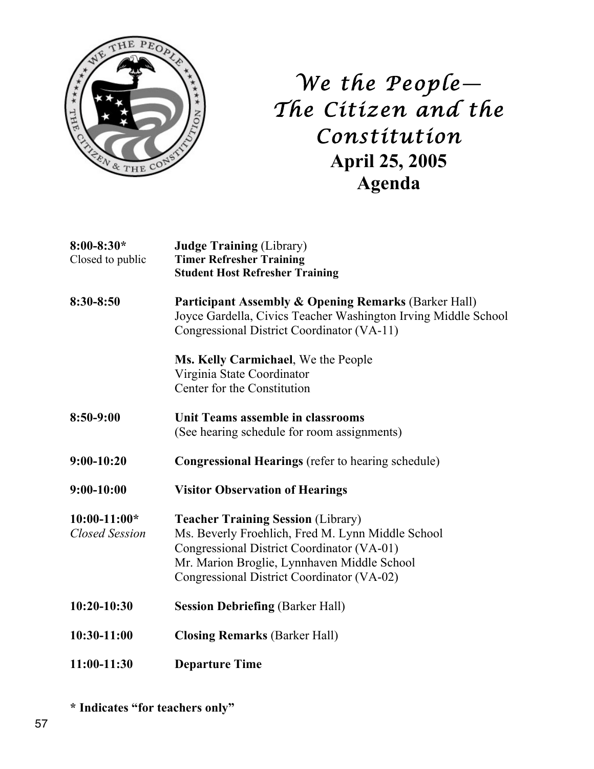# *We the People—The Citizen and the Constitution*

## April 25, 2005
## Agenda

| | |
|---|---|
| **8:00-8:30*** <br> Closed to public | **Judge Training** (Library) <br> **Timer Refresher Training** <br> **Student Host Refresher Training** |
| **8:30-8:50** | **Participant Assembly & Opening Remarks** (Barker Hall) <br> Joyce Gardella, Civics Teacher Washington Irving Middle School <br> Congressional District Coordinator (VA-11) <br><br> **Ms. Kelly Carmichael**, We the People <br> Virginia State Coordinator <br> Center for the Constitution |
| **8:50-9:00** | **Unit Teams assemble in classrooms** <br> (See hearing schedule for room assignments) |
| **9:00-10:20** | **Congressional Hearings** (refer to hearing schedule) |
| **9:00-10:00** | **Visitor Observation of Hearings** |
| **10:00-11:00*** <br> *Closed Session* | **Teacher Training Session** (Library) <br> Ms. Beverly Froehlich, Fred M. Lynn Middle School <br> Congressional District Coordinator (VA-01) <br> Mr. Marion Broglie, Lynnhaven Middle School <br> Congressional District Coordinator (VA-02) |
| **10:20-10:30** | **Session Debriefing** (Barker Hall) |
| **10:30-11:00** | **Closing Remarks** (Barker Hall) |
| **11:00-11:30** | **Departure Time** |

**\* Indicates "for teachers only"**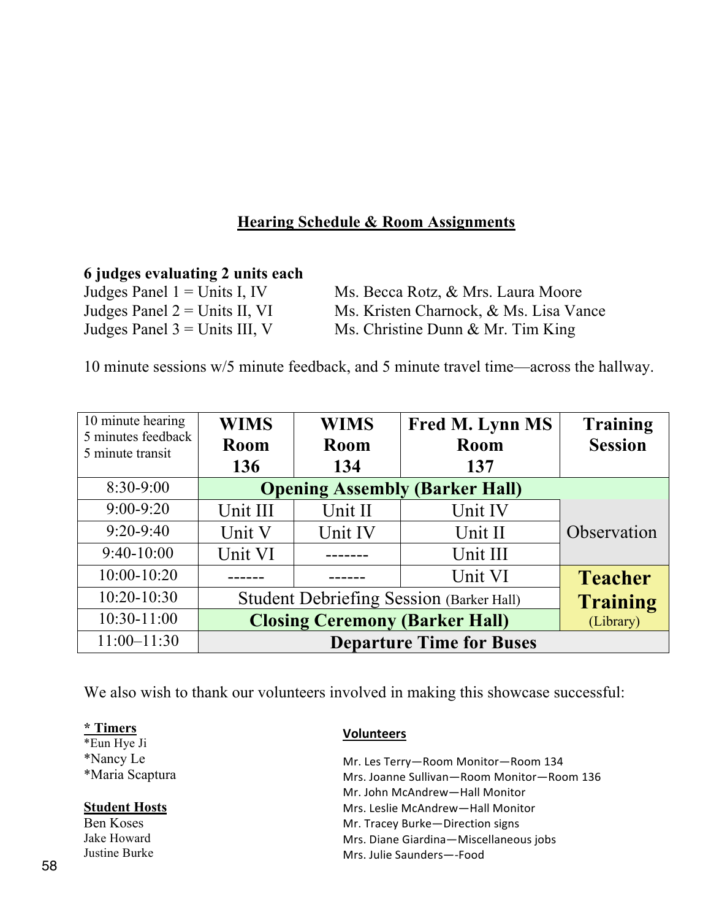## Hearing Schedule & Room Assignments

**6 judges evaluating 2 units each**

Judges Panel 1 = Units I, IV — Ms. Becca Rotz, & Mrs. Laura Moore
Judges Panel 2 = Units II, VI — Ms. Kristen Charnock, & Ms. Lisa Vance
Judges Panel 3 = Units III, V — Ms. Christine Dunn & Mr. Tim King

10 minute sessions w/5 minute feedback, and 5 minute travel time—across the hallway.

| 10 minute hearing 5 minutes feedback 5 minute transit | WIMS Room 136 | WIMS Room 134 | Fred M. Lynn MS Room 137 | Training Session |
|---|---|---|---|---|
| 8:30-9:00 | **Opening Assembly (Barker Hall)** | | | |
| 9:00-9:20 | Unit III | Unit II | Unit IV | Observation |
| 9:20-9:40 | Unit V | Unit IV | Unit II | |
| 9:40-10:00 | Unit VI | ------- | Unit III | |
| 10:00-10:20 | ------ | ------ | Unit VI | **Teacher Training** (Library) |
| 10:20-10:30 | Student Debriefing Session (Barker Hall) | | | |
| 10:30-11:00 | **Closing Ceremony (Barker Hall)** | | | |
| 11:00–11:30 | **Departure Time for Buses** | | | |

We also wish to thank our volunteers involved in making this showcase successful:

**\* Timers**

*Eun Hye Ji
*Nancy Le
*Maria Scaptura

**Student Hosts**

Ben Koses
Jake Howard
Justine Burke

**Volunteers**

Mr. Les Terry—Room Monitor—Room 134
Mrs. Joanne Sullivan—Room Monitor—Room 136
Mr. John McAndrew—Hall Monitor
Mrs. Leslie McAndrew—Hall Monitor
Mr. Tracey Burke—Direction signs
Mrs. Diane Giardina—Miscellaneous jobs
Mrs. Julie Saunders—-Food